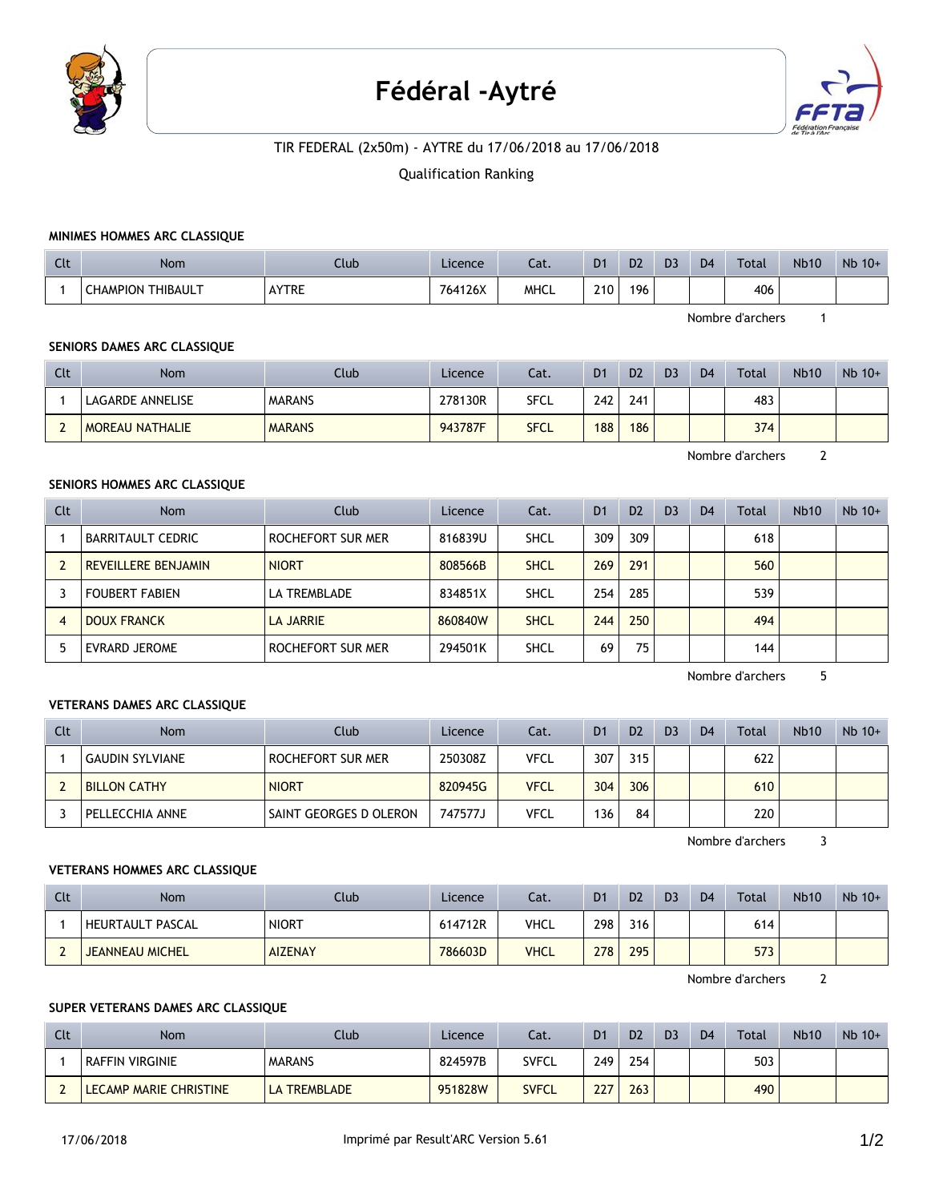# Fédéral -Aytré

TIR FEDERAL (2x50m) - AYTRE du 17/06/2018 au 17/06/2018

Qualification Ranking

### MINIMES HOMMES ARC CLASSIQUE

| Clt | Nom | Club | Licence | Cat. | D1 | D2 | D3 | D4 | Total | Nb10 | Nb 10+ |
|---|---|---|---|---|---|---|---|---|---|---|---|
| 1 | CHAMPION THIBAULT | AYTRE | 764126X | MHCL | 210 | 196 | | | 406 | | |

Nombre d'archers 1

### SENIORS DAMES ARC CLASSIQUE

| Clt | Nom | Club | Licence | Cat. | D1 | D2 | D3 | D4 | Total | Nb10 | Nb 10+ |
|---|---|---|---|---|---|---|---|---|---|---|---|
| 1 | LAGARDE ANNELISE | MARANS | 278130R | SFCL | 242 | 241 | | | 483 | | |
| 2 | MOREAU NATHALIE | MARANS | 943787F | SFCL | 188 | 186 | | | 374 | | |

Nombre d'archers 2

### SENIORS HOMMES ARC CLASSIQUE

| Clt | Nom | Club | Licence | Cat. | D1 | D2 | D3 | D4 | Total | Nb10 | Nb 10+ |
|---|---|---|---|---|---|---|---|---|---|---|---|
| 1 | BARRITAULT CEDRIC | ROCHEFORT SUR MER | 816839U | SHCL | 309 | 309 | | | 618 | | |
| 2 | REVEILLERE BENJAMIN | NIORT | 808566B | SHCL | 269 | 291 | | | 560 | | |
| 3 | FOUBERT FABIEN | LA TREMBLADE | 834851X | SHCL | 254 | 285 | | | 539 | | |
| 4 | DOUX FRANCK | LA JARRIE | 860840W | SHCL | 244 | 250 | | | 494 | | |
| 5 | EVRARD JEROME | ROCHEFORT SUR MER | 294501K | SHCL | 69 | 75 | | | 144 | | |

Nombre d'archers 5

### VETERANS DAMES ARC CLASSIQUE

| Clt | Nom | Club | Licence | Cat. | D1 | D2 | D3 | D4 | Total | Nb10 | Nb 10+ |
|---|---|---|---|---|---|---|---|---|---|---|---|
| 1 | GAUDIN SYLVIANE | ROCHEFORT SUR MER | 250308Z | VFCL | 307 | 315 | | | 622 | | |
| 2 | BILLON CATHY | NIORT | 820945G | VFCL | 304 | 306 | | | 610 | | |
| 3 | PELLECCHIA ANNE | SAINT GEORGES D OLERON | 747577J | VFCL | 136 | 84 | | | 220 | | |

Nombre d'archers 3

### VETERANS HOMMES ARC CLASSIQUE

| Clt | Nom | Club | Licence | Cat. | D1 | D2 | D3 | D4 | Total | Nb10 | Nb 10+ |
|---|---|---|---|---|---|---|---|---|---|---|---|
| 1 | HEURTAULT PASCAL | NIORT | 614712R | VHCL | 298 | 316 | | | 614 | | |
| 2 | JEANNEAU MICHEL | AIZENAY | 786603D | VHCL | 278 | 295 | | | 573 | | |

Nombre d'archers 2

### SUPER VETERANS DAMES ARC CLASSIQUE

| Clt | Nom | Club | Licence | Cat. | D1 | D2 | D3 | D4 | Total | Nb10 | Nb 10+ |
|---|---|---|---|---|---|---|---|---|---|---|---|
| 1 | RAFFIN VIRGINIE | MARANS | 824597B | SVFCL | 249 | 254 | | | 503 | | |
| 2 | LECAMP MARIE CHRISTINE | LA TREMBLADE | 951828W | SVFCL | 227 | 263 | | | 490 | | |

17/06/2018 Imprimé par Result'ARC Version 5.61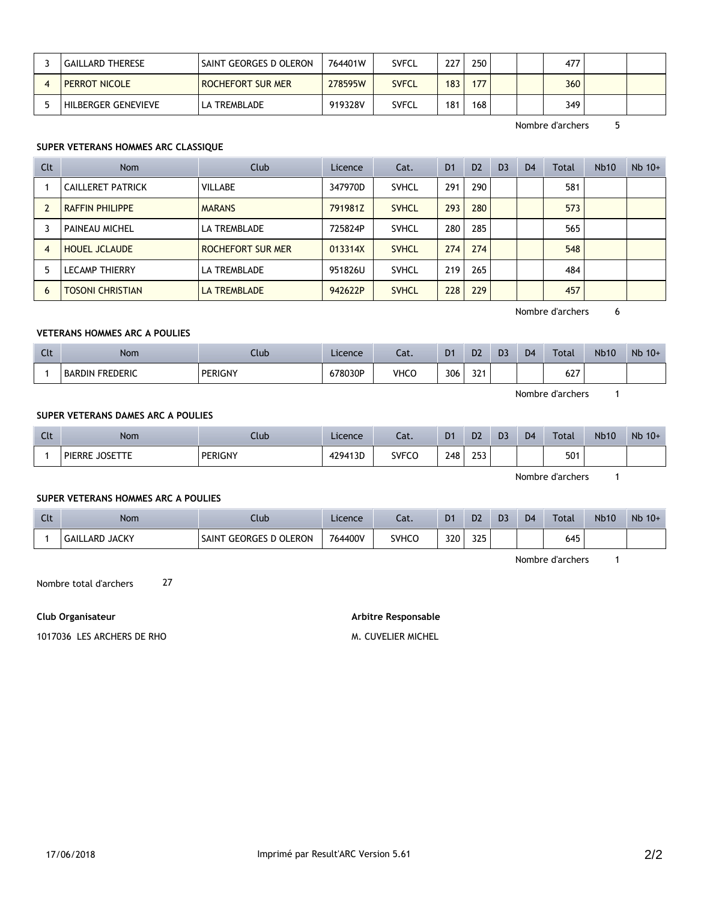| | | | | | | | | | | | |
|---|---|---|---|---|---|---|---|---|---|---|---|
| 3 | GAILLARD THERESE | SAINT GEORGES D OLERON | 764401W | SVFCL | 227 | 250 | | | 477 | | |
| 4 | PERROT NICOLE | ROCHEFORT SUR MER | 278595W | SVFCL | 183 | 177 | | | 360 | | |
| 5 | HILBERGER GENEVIEVE | LA TREMBLADE | 919328V | SVFCL | 181 | 168 | | | 349 | | |

Nombre d'archers 5

**SUPER VETERANS HOMMES ARC CLASSIQUE**

| Clt | Nom | Club | Licence | Cat. | D1 | D2 | D3 | D4 | Total | Nb10 | Nb 10+ |
|---|---|---|---|---|---|---|---|---|---|---|---|
| 1 | CAILLERET PATRICK | VILLABE | 347970D | SVHCL | 291 | 290 | | | 581 | | |
| 2 | RAFFIN PHILIPPE | MARANS | 791981Z | SVHCL | 293 | 280 | | | 573 | | |
| 3 | PAINEAU MICHEL | LA TREMBLADE | 725824P | SVHCL | 280 | 285 | | | 565 | | |
| 4 | HOUEL JCLAUDE | ROCHEFORT SUR MER | 013314X | SVHCL | 274 | 274 | | | 548 | | |
| 5 | LECAMP THIERRY | LA TREMBLADE | 951826U | SVHCL | 219 | 265 | | | 484 | | |
| 6 | TOSONI CHRISTIAN | LA TREMBLADE | 942622P | SVHCL | 228 | 229 | | | 457 | | |

Nombre d'archers 6

**VETERANS HOMMES ARC A POULIES**

| Clt | Nom | Club | Licence | Cat. | D1 | D2 | D3 | D4 | Total | Nb10 | Nb 10+ |
|---|---|---|---|---|---|---|---|---|---|---|---|
| 1 | BARDIN FREDERIC | PERIGNY | 678030P | VHCO | 306 | 321 | | | 627 | | |

Nombre d'archers 1

**SUPER VETERANS DAMES ARC A POULIES**

| Clt | Nom | Club | Licence | Cat. | D1 | D2 | D3 | D4 | Total | Nb10 | Nb 10+ |
|---|---|---|---|---|---|---|---|---|---|---|---|
| 1 | PIERRE JOSETTE | PERIGNY | 429413D | SVFCO | 248 | 253 | | | 501 | | |

Nombre d'archers 1

**SUPER VETERANS HOMMES ARC A POULIES**

| Clt | Nom | Club | Licence | Cat. | D1 | D2 | D3 | D4 | Total | Nb10 | Nb 10+ |
|---|---|---|---|---|---|---|---|---|---|---|---|
| 1 | GAILLARD JACKY | SAINT GEORGES D OLERON | 764400V | SVHCO | 320 | 325 | | | 645 | | |

Nombre d'archers 1

Nombre total d'archers 27

**Club Organisateur**

1017036 LES ARCHERS DE RHO

**Arbitre Responsable**

M. CUVELIER MICHEL

17/06/2018 Imprimé par Result'ARC Version 5.61